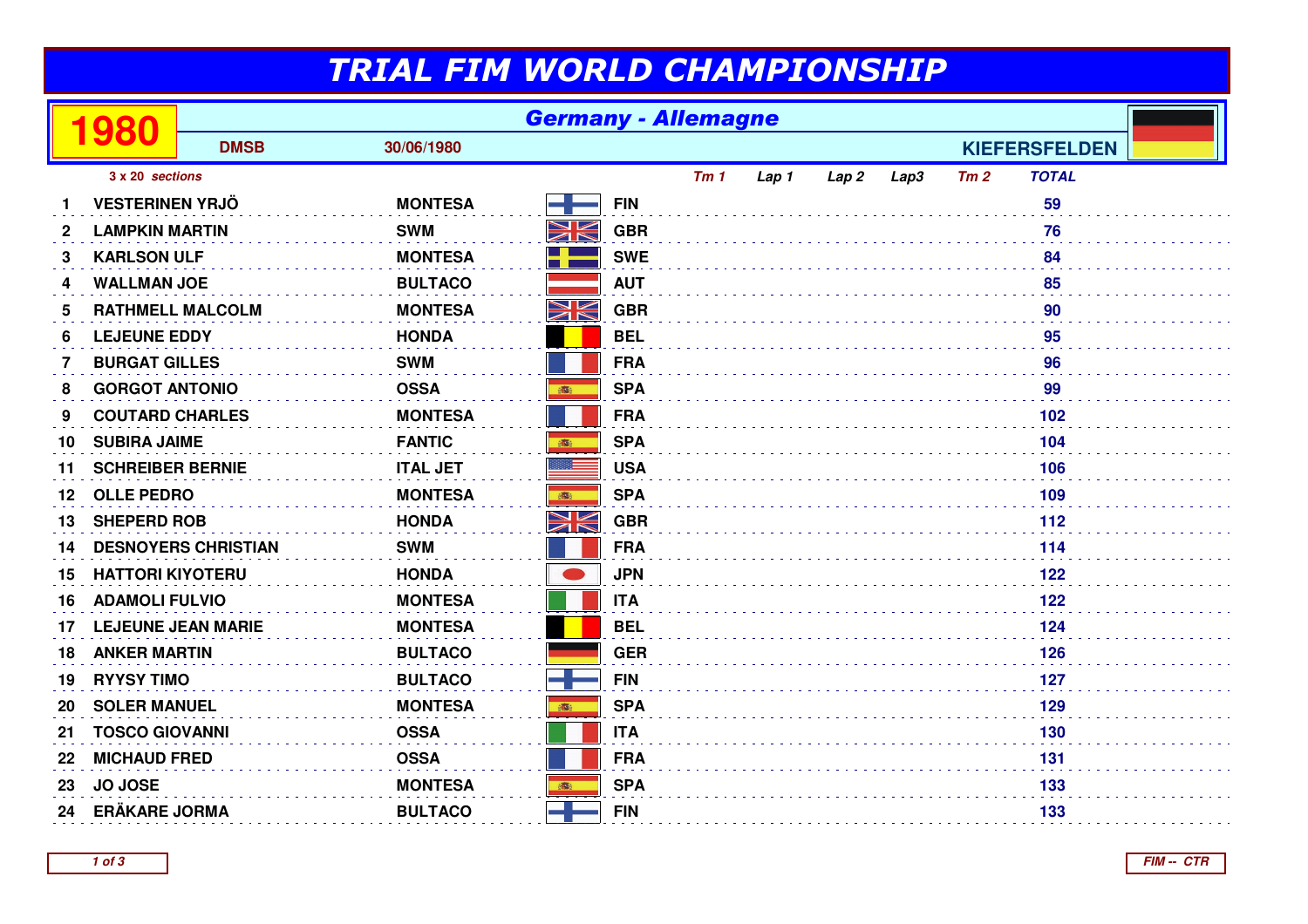# TRIAL FIM WORLD CHAMPIONSHIP

## 1980 — Germany - Allemagne

DMSB — 30/06/1980 — KIEFERSFELDEN

*3 x 20 sections*

| | | | | Tm 1 | Lap 1 | Lap 2 | Lap3 | Tm 2 | TOTAL |
|---|---|---|---|---|---|---|---|---|---|
| 1 | VESTERINEN YRJÖ | MONTESA | FIN | | | | | | 59 |
| 2 | LAMPKIN MARTIN | SWM | GBR | | | | | | 76 |
| 3 | KARLSON ULF | MONTESA | SWE | | | | | | 84 |
| 4 | WALLMAN JOE | BULTACO | AUT | | | | | | 85 |
| 5 | RATHMELL MALCOLM | MONTESA | GBR | | | | | | 90 |
| 6 | LEJEUNE EDDY | HONDA | BEL | | | | | | 95 |
| 7 | BURGAT GILLES | SWM | FRA | | | | | | 96 |
| 8 | GORGOT ANTONIO | OSSA | SPA | | | | | | 99 |
| 9 | COUTARD CHARLES | MONTESA | FRA | | | | | | 102 |
| 10 | SUBIRA JAIME | FANTIC | SPA | | | | | | 104 |
| 11 | SCHREIBER BERNIE | ITAL JET | USA | | | | | | 106 |
| 12 | OLLE PEDRO | MONTESA | SPA | | | | | | 109 |
| 13 | SHEPERD ROB | HONDA | GBR | | | | | | 112 |
| 14 | DESNOYERS CHRISTIAN | SWM | FRA | | | | | | 114 |
| 15 | HATTORI KIYOTERU | HONDA | JPN | | | | | | 122 |
| 16 | ADAMOLI FULVIO | MONTESA | ITA | | | | | | 122 |
| 17 | LEJEUNE JEAN MARIE | MONTESA | BEL | | | | | | 124 |
| 18 | ANKER MARTIN | BULTACO | GER | | | | | | 126 |
| 19 | RYYSY TIMO | BULTACO | FIN | | | | | | 127 |
| 20 | SOLER MANUEL | MONTESA | SPA | | | | | | 129 |
| 21 | TOSCO GIOVANNI | OSSA | ITA | | | | | | 130 |
| 22 | MICHAUD FRED | OSSA | FRA | | | | | | 131 |
| 23 | JO JOSE | MONTESA | SPA | | | | | | 133 |
| 24 | ERÄKARE JORMA | BULTACO | FIN | | | | | | 133 |

FIM -- CTR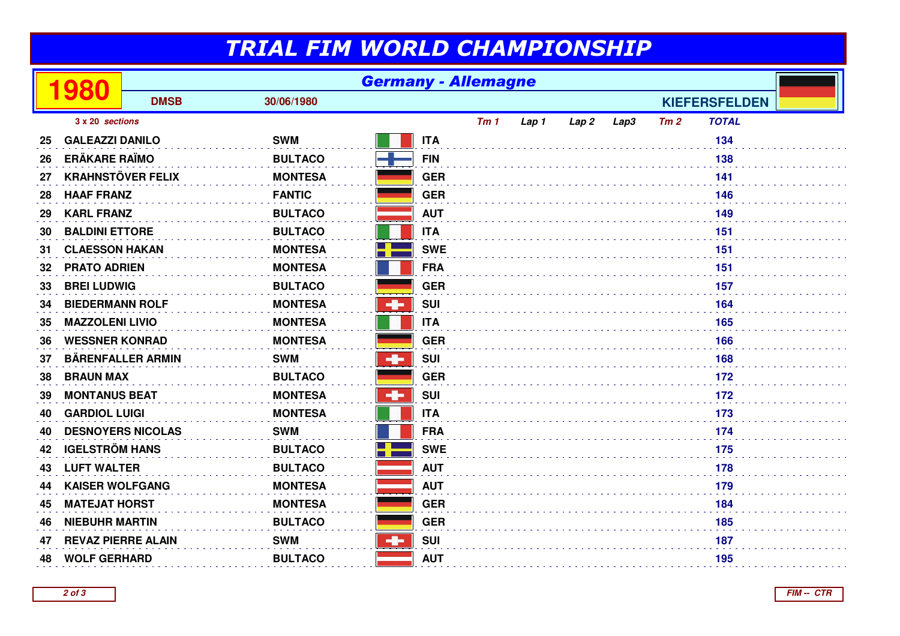# TRIAL FIM WORLD CHAMPIONSHIP

## 1980 — Germany - Allemagne

**DMSB** — **30/06/1980** — **KIEFERSFELDEN**

*3 x 20 sections*

| | | | | *Tm 1* | *Lap 1* | *Lap 2* | *Lap3* | *Tm 2* | *TOTAL* |
|---|---|---|---|---|---|---|---|---|---|
| 25 | GALEAZZI DANILO | SWM | ITA | | | | | | 134 |
| 26 | ERÄKARE RAÏMO | BULTACO | FIN | | | | | | 138 |
| 27 | KRAHNSTÖVER FELIX | MONTESA | GER | | | | | | 141 |
| 28 | HAAF FRANZ | FANTIC | GER | | | | | | 146 |
| 29 | KARL FRANZ | BULTACO | AUT | | | | | | 149 |
| 30 | BALDINI ETTORE | BULTACO | ITA | | | | | | 151 |
| 31 | CLAESSON HAKAN | MONTESA | SWE | | | | | | 151 |
| 32 | PRATO ADRIEN | MONTESA | FRA | | | | | | 151 |
| 33 | BREI LUDWIG | BULTACO | GER | | | | | | 157 |
| 34 | BIEDERMANN ROLF | MONTESA | SUI | | | | | | 164 |
| 35 | MAZZOLENI LIVIO | MONTESA | ITA | | | | | | 165 |
| 36 | WESSNER KONRAD | MONTESA | GER | | | | | | 166 |
| 37 | BÄRENFALLER ARMIN | SWM | SUI | | | | | | 168 |
| 38 | BRAUN MAX | BULTACO | GER | | | | | | 172 |
| 39 | MONTANUS BEAT | MONTESA | SUI | | | | | | 172 |
| 40 | GARDIOL LUIGI | MONTESA | ITA | | | | | | 173 |
| 40 | DESNOYERS NICOLAS | SWM | FRA | | | | | | 174 |
| 42 | IGELSTRÖM HANS | BULTACO | SWE | | | | | | 175 |
| 43 | LUFT WALTER | BULTACO | AUT | | | | | | 178 |
| 44 | KAISER WOLFGANG | MONTESA | AUT | | | | | | 179 |
| 45 | MATEJAT HORST | MONTESA | GER | | | | | | 184 |
| 46 | NIEBUHR MARTIN | BULTACO | GER | | | | | | 185 |
| 47 | REVAZ PIERRE ALAIN | SWM | SUI | | | | | | 187 |
| 48 | WOLF GERHARD | BULTACO | AUT | | | | | | 195 |

*FIM -- CTR*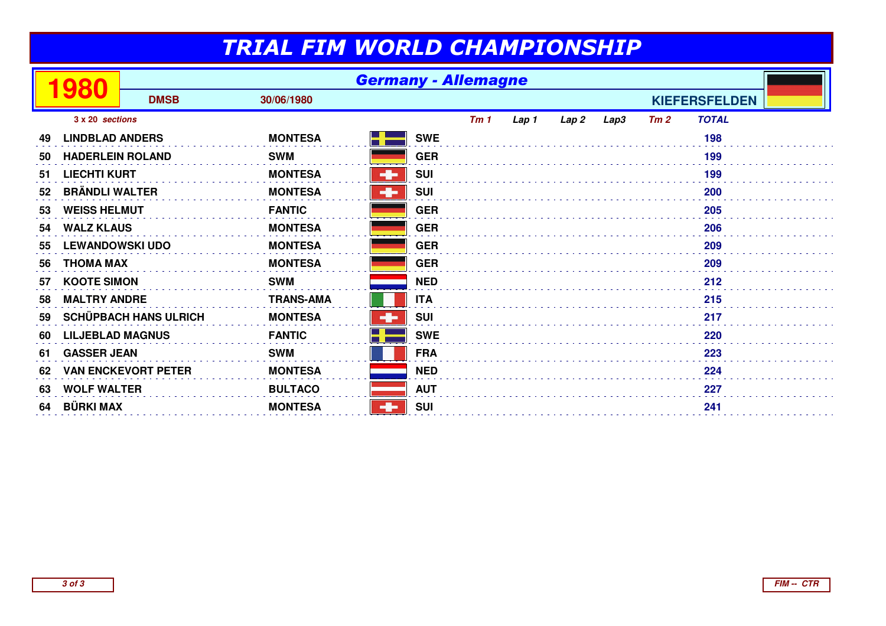# TRIAL FIM WORLD CHAMPIONSHIP

## 1980

**Germany - Allemagne**

**DMSB** 30/06/1980 **KIEFERSFELDEN**

*3 x 20 sections*

| | | | | *Tm 1* | *Lap 1* | *Lap 2* | *Lap3* | *Tm 2* | *TOTAL* |
|---|---|---|---|---|---|---|---|---|---|
| 49 | LINDBLAD ANDERS | MONTESA | SWE | | | | | | 198 |
| 50 | HADERLEIN ROLAND | SWM | GER | | | | | | 199 |
| 51 | LIECHTI KURT | MONTESA | SUI | | | | | | 199 |
| 52 | BRÄNDLI WALTER | MONTESA | SUI | | | | | | 200 |
| 53 | WEISS HELMUT | FANTIC | GER | | | | | | 205 |
| 54 | WALZ KLAUS | MONTESA | GER | | | | | | 206 |
| 55 | LEWANDOWSKI UDO | MONTESA | GER | | | | | | 209 |
| 56 | THOMA MAX | MONTESA | GER | | | | | | 209 |
| 57 | KOOTE SIMON | SWM | NED | | | | | | 212 |
| 58 | MALTRY ANDRE | TRANS-AMA | ITA | | | | | | 215 |
| 59 | SCHÜPBACH HANS ULRICH | MONTESA | SUI | | | | | | 217 |
| 60 | LILJEBLAD MAGNUS | FANTIC | SWE | | | | | | 220 |
| 61 | GASSER JEAN | SWM | FRA | | | | | | 223 |
| 62 | VAN ENCKEVORT PETER | MONTESA | NED | | | | | | 224 |
| 63 | WOLF WALTER | BULTACO | AUT | | | | | | 227 |
| 64 | BÜRKI MAX | MONTESA | SUI | | | | | | 241 |